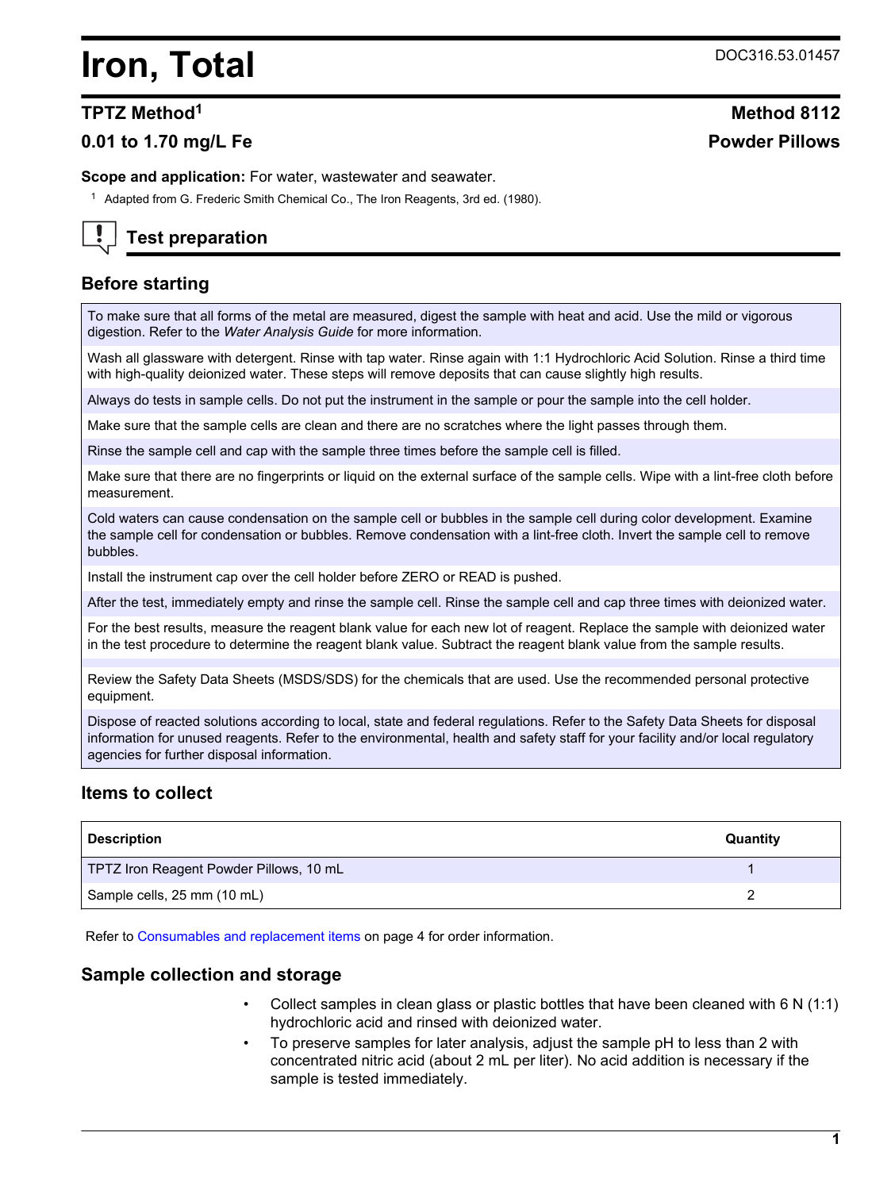# Iron, Total

DOC316.53.01457

## TPTZ Method[1]

**Method 8112**

**0.01 to 1.70 mg/L Fe**

**Powder Pillows**

**Scope and application:** For water, wastewater and seawater.

[1] Adapted from G. Frederic Smith Chemical Co., The Iron Reagents, 3rd ed. (1980).

## Test preparation

### Before starting

| |
|---|
| To make sure that all forms of the metal are measured, digest the sample with heat and acid. Use the mild or vigorous digestion. Refer to the *Water Analysis Guide* for more information. |
| Wash all glassware with detergent. Rinse with tap water. Rinse again with 1:1 Hydrochloric Acid Solution. Rinse a third time with high-quality deionized water. These steps will remove deposits that can cause slightly high results. |
| Always do tests in sample cells. Do not put the instrument in the sample or pour the sample into the cell holder. |
| Make sure that the sample cells are clean and there are no scratches where the light passes through them. |
| Rinse the sample cell and cap with the sample three times before the sample cell is filled. |
| Make sure that there are no fingerprints or liquid on the external surface of the sample cells. Wipe with a lint-free cloth before measurement. |
| Cold waters can cause condensation on the sample cell or bubbles in the sample cell during color development. Examine the sample cell for condensation or bubbles. Remove condensation with a lint-free cloth. Invert the sample cell to remove bubbles. |
| Install the instrument cap over the cell holder before ZERO or READ is pushed. |
| After the test, immediately empty and rinse the sample cell. Rinse the sample cell and cap three times with deionized water. |
| For the best results, measure the reagent blank value for each new lot of reagent. Replace the sample with deionized water in the test procedure to determine the reagent blank value. Subtract the reagent blank value from the sample results. |
| Review the Safety Data Sheets (MSDS/SDS) for the chemicals that are used. Use the recommended personal protective equipment. |
| Dispose of reacted solutions according to local, state and federal regulations. Refer to the Safety Data Sheets for disposal information for unused reagents. Refer to the environmental, health and safety staff for your facility and/or local regulatory agencies for further disposal information. |

### Items to collect

| Description | Quantity |
|---|---|
| TPTZ Iron Reagent Powder Pillows, 10 mL | 1 |
| Sample cells, 25 mm (10 mL) | 2 |

Refer to Consumables and replacement items on page 4 for order information.

### Sample collection and storage

- Collect samples in clean glass or plastic bottles that have been cleaned with 6 N (1:1) hydrochloric acid and rinsed with deionized water.
- To preserve samples for later analysis, adjust the sample pH to less than 2 with concentrated nitric acid (about 2 mL per liter). No acid addition is necessary if the sample is tested immediately.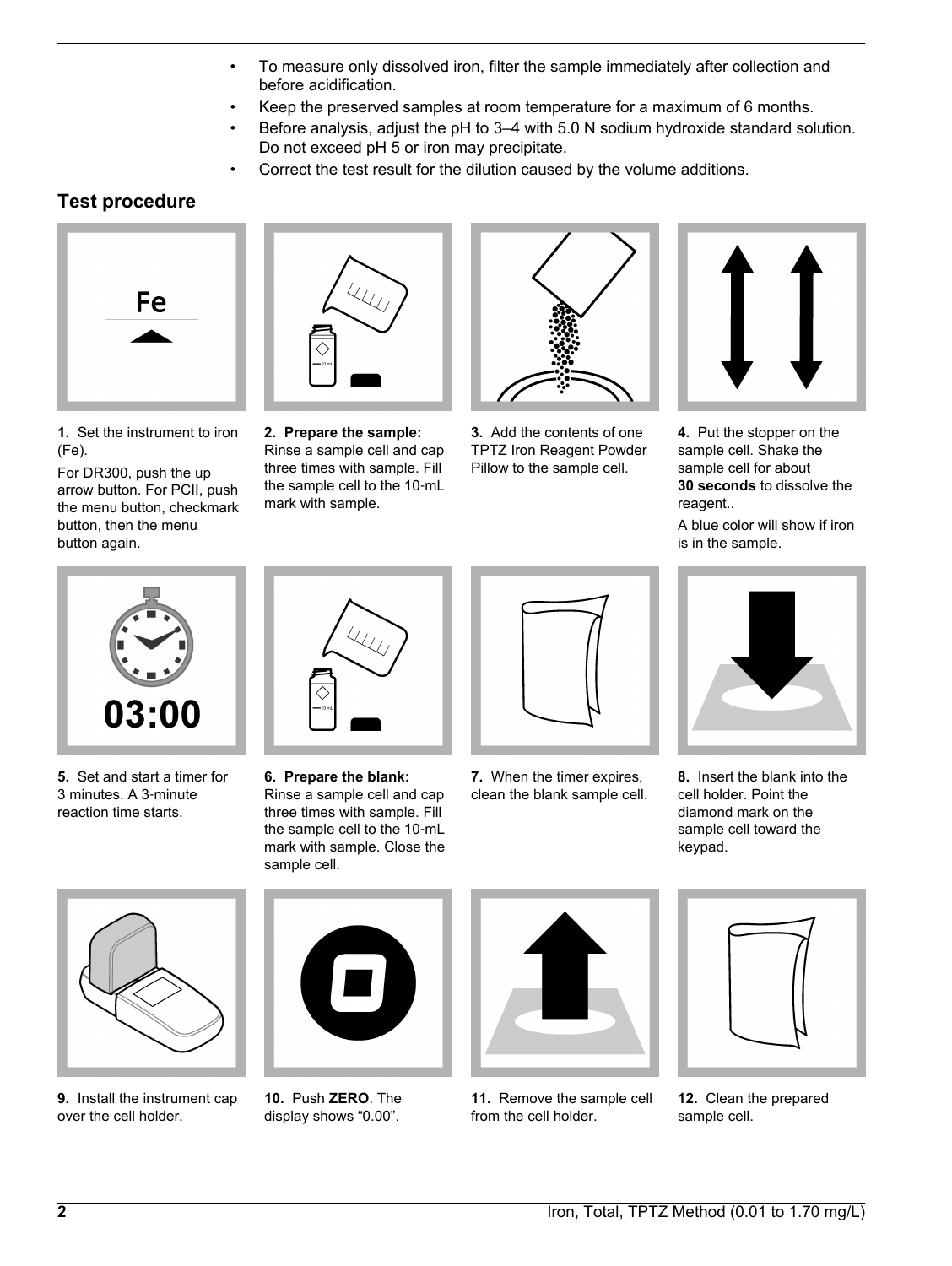- To measure only dissolved iron, filter the sample immediately after collection and before acidification.
- Keep the preserved samples at room temperature for a maximum of 6 months.
- Before analysis, adjust the pH to 3–4 with 5.0 N sodium hydroxide standard solution. Do not exceed pH 5 or iron may precipitate.
- Correct the test result for the dilution caused by the volume additions.

## Test procedure

**1.** Set the instrument to iron (Fe).

For DR300, push the up arrow button. For PCII, push the menu button, checkmark button, then the menu button again.

**2. Prepare the sample:** Rinse a sample cell and cap three times with sample. Fill the sample cell to the 10-mL mark with sample.

**3.** Add the contents of one TPTZ Iron Reagent Powder Pillow to the sample cell.

**4.** Put the stopper on the sample cell. Shake the sample cell for about **30 seconds** to dissolve the reagent..

A blue color will show if iron is in the sample.

**5.** Set and start a timer for 3 minutes. A 3-minute reaction time starts.

**6. Prepare the blank:** Rinse a sample cell and cap three times with sample. Fill the sample cell to the 10-mL mark with sample. Close the sample cell.

**7.** When the timer expires, clean the blank sample cell.

**8.** Insert the blank into the cell holder. Point the diamond mark on the sample cell toward the keypad.

**9.** Install the instrument cap over the cell holder.

**10.** Push **ZERO**. The display shows “0.00”.

**11.** Remove the sample cell from the cell holder.

**12.** Clean the prepared sample cell.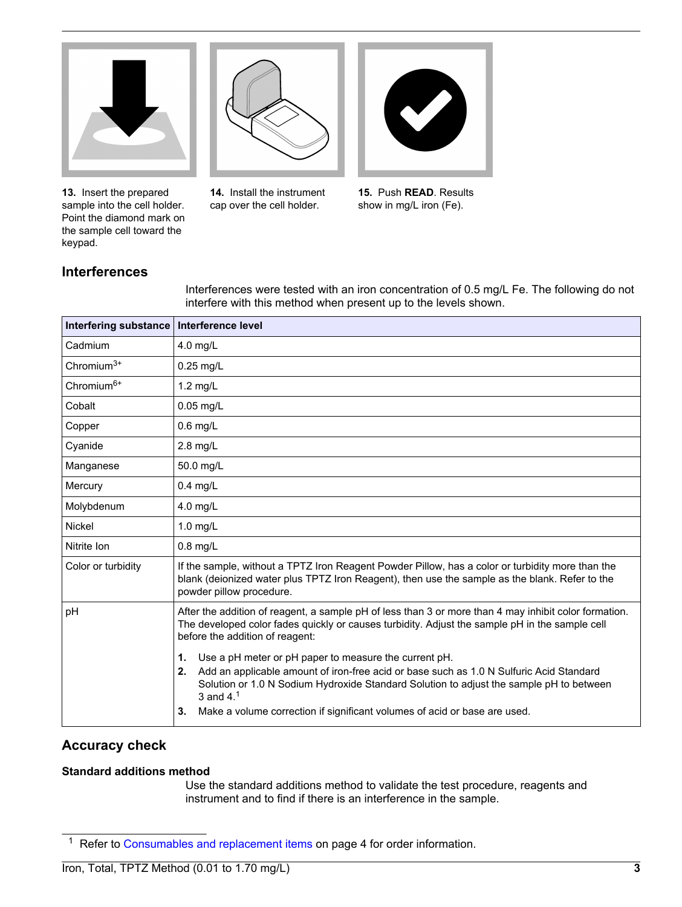13. Insert the prepared sample into the cell holder. Point the diamond mark on the sample cell toward the keypad.

14. Install the instrument cap over the cell holder.

15. Push **READ**. Results show in mg/L iron (Fe).

## Interferences

Interferences were tested with an iron concentration of 0.5 mg/L Fe. The following do not interfere with this method when present up to the levels shown.

| Interfering substance | Interference level |
| --- | --- |
| Cadmium | 4.0 mg/L |
| $Chromium^{3+}$ | 0.25 mg/L |
| $Chromium^{6+}$ | 1.2 mg/L |
| Cobalt | 0.05 mg/L |
| Copper | 0.6 mg/L |
| Cyanide | 2.8 mg/L |
| Manganese | 50.0 mg/L |
| Mercury | 0.4 mg/L |
| Molybdenum | 4.0 mg/L |
| Nickel | 1.0 mg/L |
| Nitrite Ion | 0.8 mg/L |
| Color or turbidity | If the sample, without a TPTZ Iron Reagent Powder Pillow, has a color or turbidity more than the blank (deionized water plus TPTZ Iron Reagent), then use the sample as the blank. Refer to the powder pillow procedure. |
| pH | After the addition of reagent, a sample pH of less than 3 or more than 4 may inhibit color formation. The developed color fades quickly or causes turbidity. Adjust the sample pH in the sample cell before the addition of reagent: **1.** Use a pH meter or pH paper to measure the current pH. **2.** Add an applicable amount of iron-free acid or base such as 1.0 N Sulfuric Acid Standard Solution or 1.0 N Sodium Hydroxide Standard Solution to adjust the sample pH to between 3 and 4.[1] **3.** Make a volume correction if significant volumes of acid or base are used. |

## Accuracy check

### Standard additions method

Use the standard additions method to validate the test procedure, reagents and instrument and to find if there is an interference in the sample.

[1] Refer to Consumables and replacement items on page 4 for order information.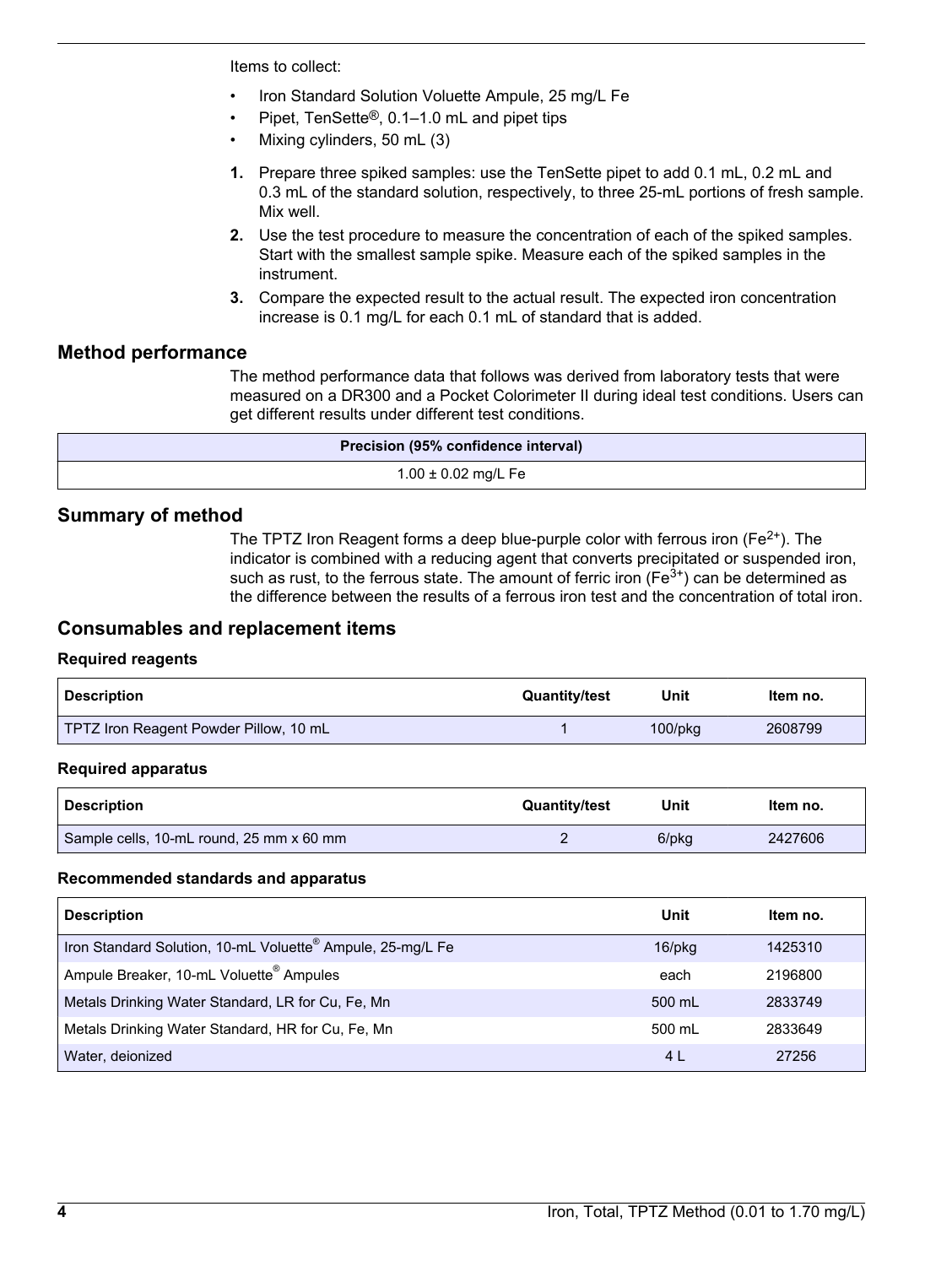Items to collect:

- Iron Standard Solution Voluette Ampule, 25 mg/L Fe
- Pipet, TenSette®, 0.1–1.0 mL and pipet tips
- Mixing cylinders, 50 mL (3)

1. Prepare three spiked samples: use the TenSette pipet to add 0.1 mL, 0.2 mL and 0.3 mL of the standard solution, respectively, to three 25-mL portions of fresh sample. Mix well.
2. Use the test procedure to measure the concentration of each of the spiked samples. Start with the smallest sample spike. Measure each of the spiked samples in the instrument.
3. Compare the expected result to the actual result. The expected iron concentration increase is 0.1 mg/L for each 0.1 mL of standard that is added.

## Method performance

The method performance data that follows was derived from laboratory tests that were measured on a DR300 and a Pocket Colorimeter II during ideal test conditions. Users can get different results under different test conditions.

| Precision (95% confidence interval) |
| --- |
| 1.00 ± 0.02 mg/L Fe |

## Summary of method

The TPTZ Iron Reagent forms a deep blue-purple color with ferrous iron ($Fe^{2+}$). The indicator is combined with a reducing agent that converts precipitated or suspended iron, such as rust, to the ferrous state. The amount of ferric iron ($Fe^{3+}$) can be determined as the difference between the results of a ferrous iron test and the concentration of total iron.

## Consumables and replacement items

### Required reagents

| Description | Quantity/test | Unit | Item no. |
| --- | --- | --- | --- |
| TPTZ Iron Reagent Powder Pillow, 10 mL | 1 | 100/pkg | 2608799 |

### Required apparatus

| Description | Quantity/test | Unit | Item no. |
| --- | --- | --- | --- |
| Sample cells, 10-mL round, 25 mm x 60 mm | 2 | 6/pkg | 2427606 |

### Recommended standards and apparatus

| Description | Unit | Item no. |
| --- | --- | --- |
| Iron Standard Solution, 10-mL Voluette® Ampule, 25-mg/L Fe | 16/pkg | 1425310 |
| Ampule Breaker, 10-mL Voluette® Ampules | each | 2196800 |
| Metals Drinking Water Standard, LR for Cu, Fe, Mn | 500 mL | 2833749 |
| Metals Drinking Water Standard, HR for Cu, Fe, Mn | 500 mL | 2833649 |
| Water, deionized | 4 L | 27256 |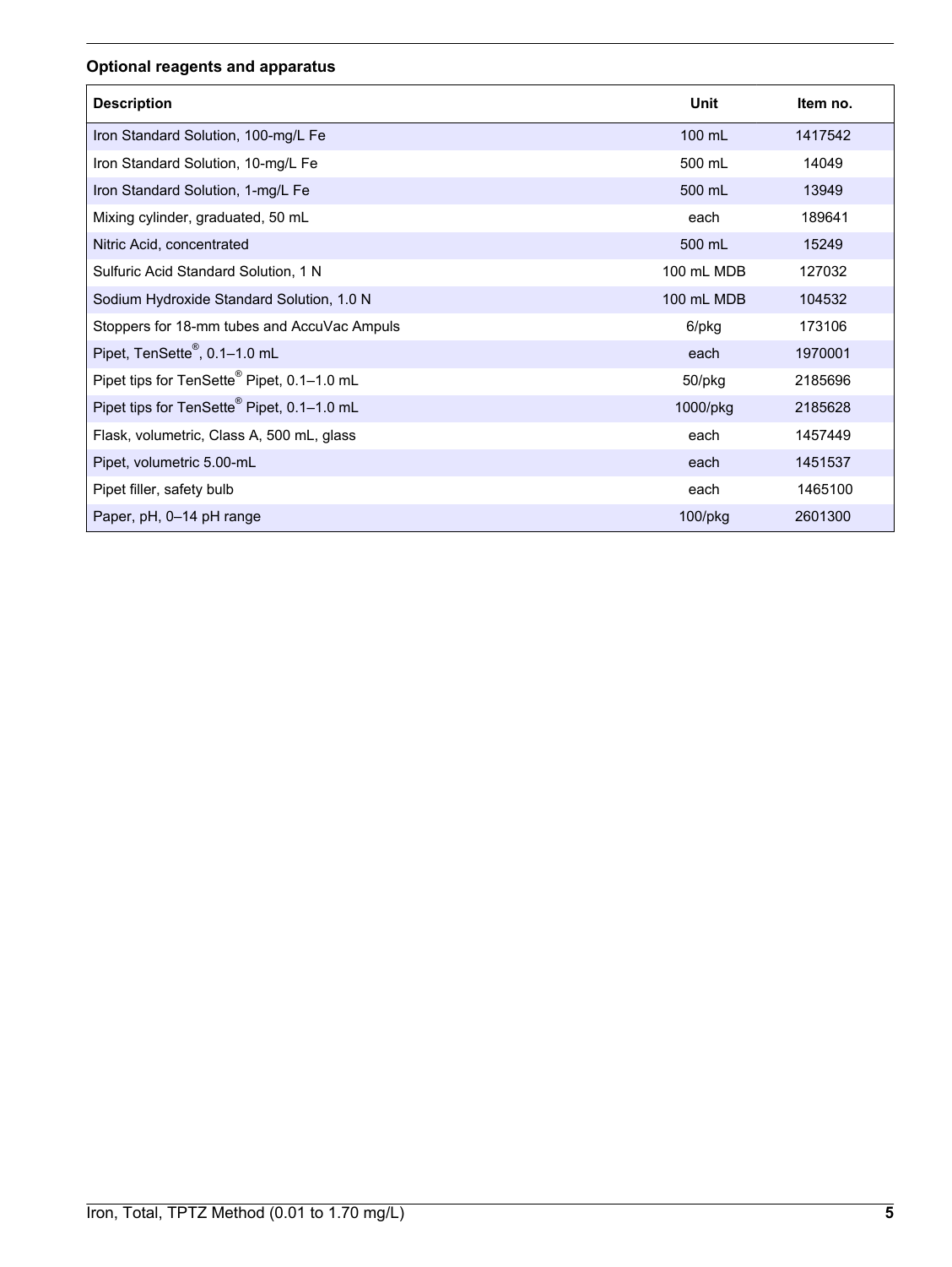### Optional reagents and apparatus

| Description | Unit | Item no. |
|---|---|---|
| Iron Standard Solution, 100-mg/L Fe | 100 mL | 1417542 |
| Iron Standard Solution, 10-mg/L Fe | 500 mL | 14049 |
| Iron Standard Solution, 1-mg/L Fe | 500 mL | 13949 |
| Mixing cylinder, graduated, 50 mL | each | 189641 |
| Nitric Acid, concentrated | 500 mL | 15249 |
| Sulfuric Acid Standard Solution, 1 N | 100 mL MDB | 127032 |
| Sodium Hydroxide Standard Solution, 1.0 N | 100 mL MDB | 104532 |
| Stoppers for 18-mm tubes and AccuVac Ampuls | 6/pkg | 173106 |
| Pipet, TenSette®, 0.1–1.0 mL | each | 1970001 |
| Pipet tips for TenSette® Pipet, 0.1–1.0 mL | 50/pkg | 2185696 |
| Pipet tips for TenSette® Pipet, 0.1–1.0 mL | 1000/pkg | 2185628 |
| Flask, volumetric, Class A, 500 mL, glass | each | 1457449 |
| Pipet, volumetric 5.00-mL | each | 1451537 |
| Pipet filler, safety bulb | each | 1465100 |
| Paper, pH, 0–14 pH range | 100/pkg | 2601300 |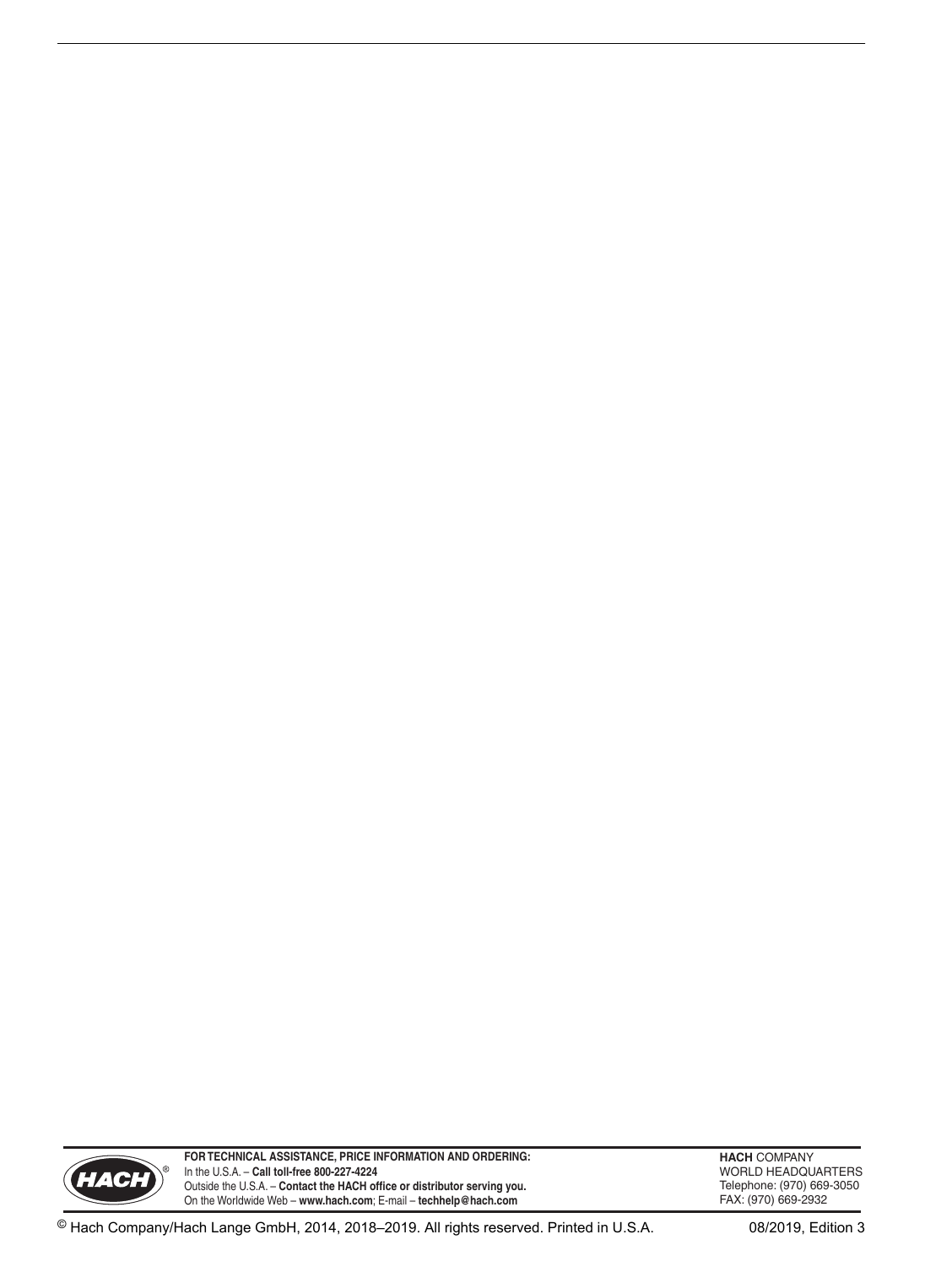**FOR TECHNICAL ASSISTANCE, PRICE INFORMATION AND ORDERING:**
In the U.S.A. – **Call toll-free 800-227-4224**
Outside the U.S.A. – **Contact the HACH office or distributor serving you.**
On the Worldwide Web – **www.hach.com**; E-mail – **techhelp@hach.com**

**HACH** COMPANY
WORLD HEADQUARTERS
Telephone: (970) 669-3050
FAX: (970) 669-2932

© Hach Company/Hach Lange GmbH, 2014, 2018–2019. All rights reserved. Printed in U.S.A.

08/2019, Edition 3